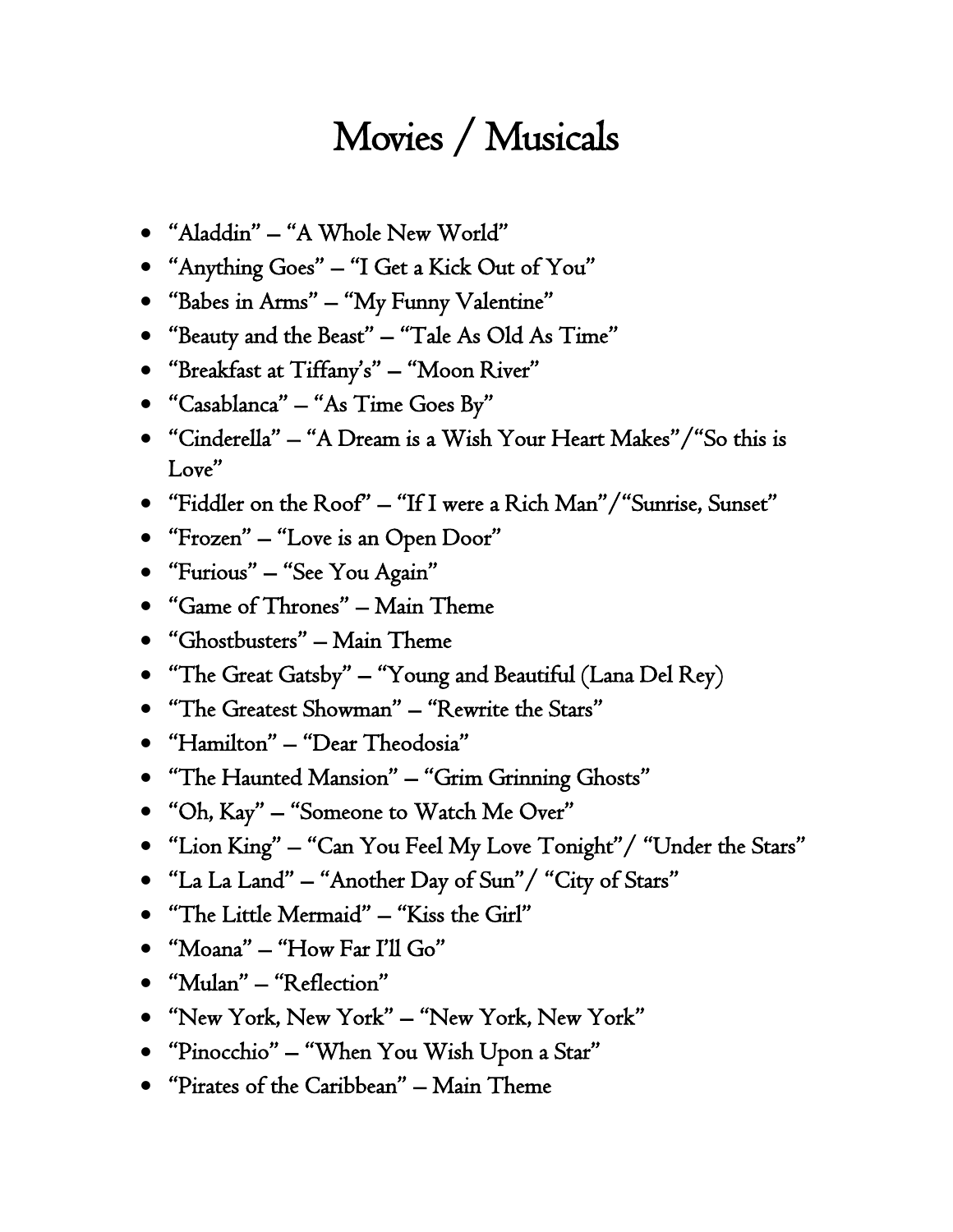# Movies / Musicals

- "Aladdin" – "A Whole New World"
- "Anything Goes" – "I Get a Kick Out of You"
- "Babes in Arms" – "My Funny Valentine"
- "Beauty and the Beast" – "Tale As Old As Time"
- "Breakfast at Tiffany's" – "Moon River"
- "Casablanca" – "As Time Goes By"
- "Cinderella" – "A Dream is a Wish Your Heart Makes"/"So this is Love"
- "Fiddler on the Roof" – "If I were a Rich Man"/"Sunrise, Sunset"
- "Frozen" – "Love is an Open Door"
- "Furious" – "See You Again"
- "Game of Thrones" – Main Theme
- "Ghostbusters" – Main Theme
- "The Great Gatsby" – "Young and Beautiful (Lana Del Rey)
- "The Greatest Showman" – "Rewrite the Stars"
- "Hamilton" – "Dear Theodosia"
- "The Haunted Mansion" – "Grim Grinning Ghosts"
- "Oh, Kay" – "Someone to Watch Me Over"
- "Lion King" – "Can You Feel My Love Tonight"/ "Under the Stars"
- "La La Land" – "Another Day of Sun"/ "City of Stars"
- "The Little Mermaid" – "Kiss the Girl"
- "Moana" – "How Far I'll Go"
- "Mulan" – "Reflection"
- "New York, New York" – "New York, New York"
- "Pinocchio" – "When You Wish Upon a Star"
- "Pirates of the Caribbean" – Main Theme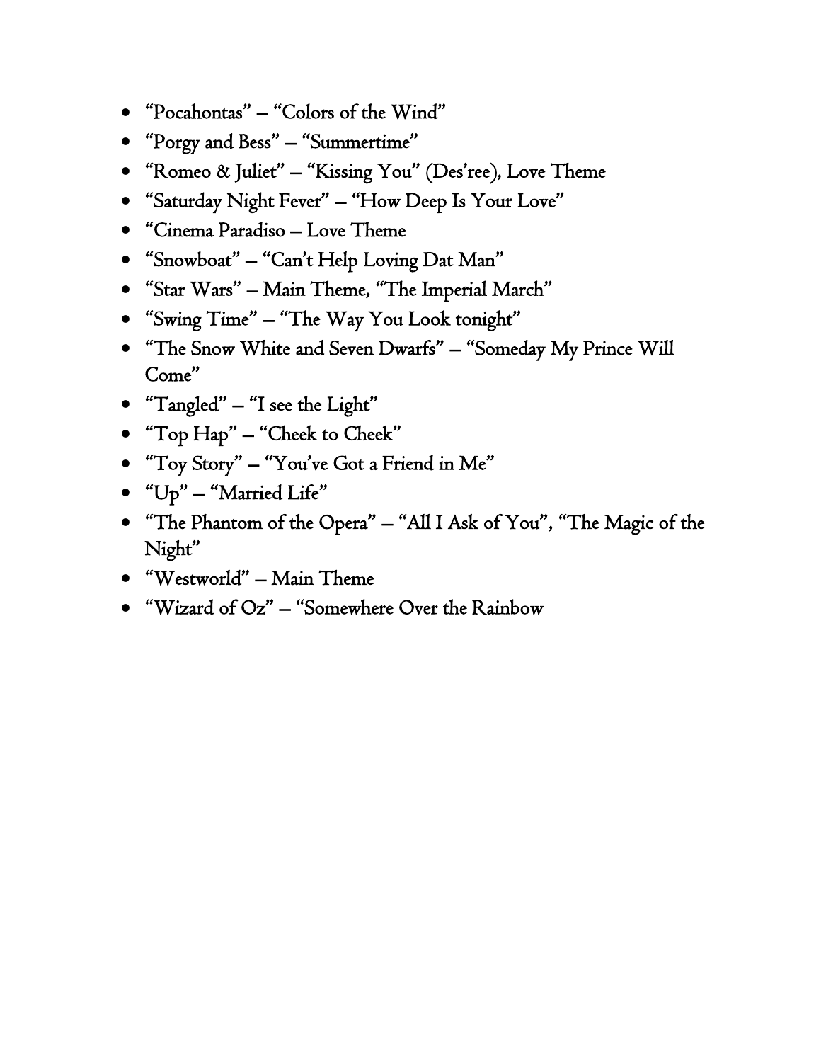- "Pocahontas" – "Colors of the Wind"
- "Porgy and Bess" – "Summertime"
- "Romeo & Juliet" – "Kissing You" (Des'ree), Love Theme
- "Saturday Night Fever" – "How Deep Is Your Love"
- "Cinema Paradiso – Love Theme
- "Snowboat" – "Can't Help Loving Dat Man"
- "Star Wars" – Main Theme, "The Imperial March"
- "Swing Time" – "The Way You Look tonight"
- "The Snow White and Seven Dwarfs" – "Someday My Prince Will Come"
- "Tangled" – "I see the Light"
- "Top Hap" – "Cheek to Cheek"
- "Toy Story" – "You've Got a Friend in Me"
- "Up" – "Married Life"
- "The Phantom of the Opera" – "All I Ask of You", "The Magic of the Night"
- "Westworld" – Main Theme
- "Wizard of Oz" – "Somewhere Over the Rainbow